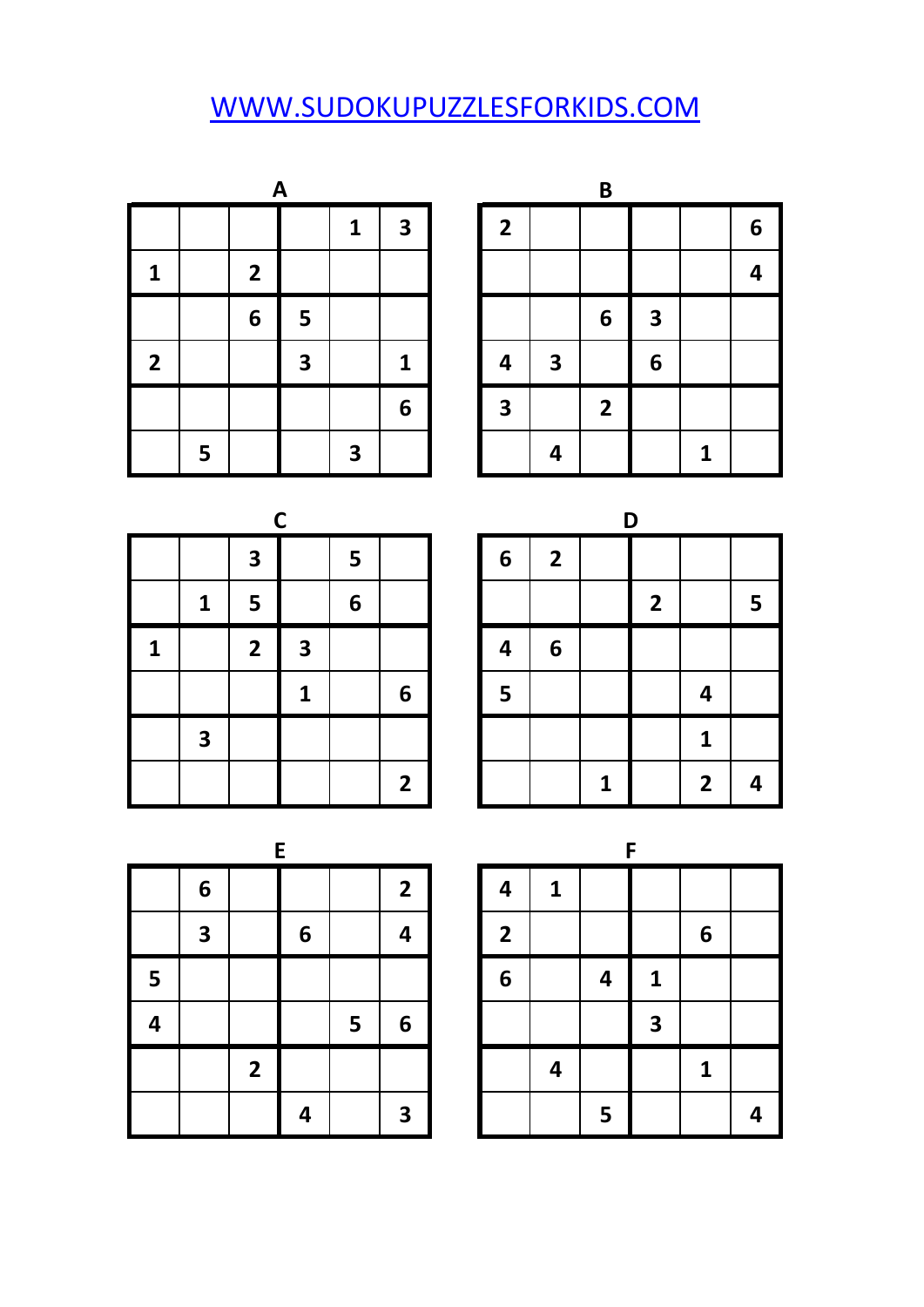WWW.SUDOKUPUZZLESFORKIDS.COM

## A

| | | | | | |
|---|---|---|---|---|---|
| | | | | 1 | 3 |
| 1 | | 2 | | | |
| | | 6 | 5 | | |
| 2 | | | 3 | | 1 |
| | | | | | 6 |
| | 5 | | | 3 | |

## B

| | | | | | |
|---|---|---|---|---|---|
| 2 | | | | | 6 |
| | | | | | 4 |
| | | 6 | 3 | | |
| 4 | 3 | | 6 | | |
| 3 | | 2 | | | |
| | 4 | | | 1 | |

## C

| | | | | | |
|---|---|---|---|---|---|
| | | 3 | | 5 | |
| | 1 | 5 | | 6 | |
| 1 | | 2 | 3 | | |
| | | | 1 | | 6 |
| | 3 | | | | |
| | | | | | 2 |

## D

| | | | | | |
|---|---|---|---|---|---|
| 6 | 2 | | | | |
| | | | 2 | | 5 |
| 4 | 6 | | | | |
| 5 | | | | 4 | |
| | | | | 1 | |
| | | 1 | | 2 | 4 |

## E

| | | | | | |
|---|---|---|---|---|---|
| | 6 | | | | 2 |
| | 3 | | 6 | | 4 |
| 5 | | | | | |
| 4 | | | | 5 | 6 |
| | | 2 | | | |
| | | | 4 | | 3 |

## F

| | | | | | |
|---|---|---|---|---|---|
| 4 | 1 | | | | |
| 2 | | | | 6 | |
| 6 | | 4 | 1 | | |
| | | | 3 | | |
| | 4 | | | 1 | |
| | | 5 | | | 4 |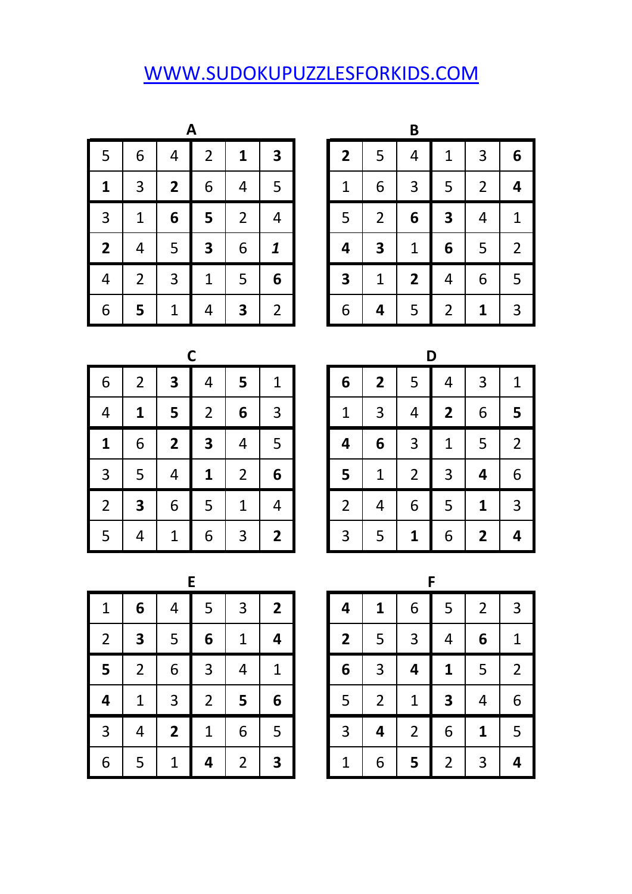WWW.SUDOKUPUZZLESFORKIDS.COM

## A

| | | | | | |
|---|---|---|---|---|---|
| 5 | 6 | 4 | 2 | **1** | **3** |
| **1** | 3 | **2** | 6 | 4 | 5 |
| 3 | 1 | **6** | **5** | 2 | 4 |
| **2** | 4 | 5 | **3** | 6 | ***1*** |
| 4 | 2 | 3 | 1 | 5 | **6** |
| 6 | **5** | 1 | 4 | **3** | 2 |

## B

| | | | | | |
|---|---|---|---|---|---|
| **2** | 5 | 4 | 1 | 3 | **6** |
| 1 | 6 | 3 | 5 | 2 | **4** |
| 5 | 2 | **6** | **3** | 4 | 1 |
| **4** | **3** | 1 | **6** | 5 | 2 |
| **3** | 1 | **2** | 4 | 6 | 5 |
| 6 | **4** | 5 | 2 | **1** | 3 |

## C

| | | | | | |
|---|---|---|---|---|---|
| 6 | 2 | **3** | 4 | **5** | 1 |
| 4 | **1** | **5** | 2 | **6** | 3 |
| **1** | 6 | **2** | **3** | 4 | 5 |
| 3 | 5 | 4 | **1** | 2 | **6** |
| 2 | **3** | 6 | 5 | 1 | 4 |
| 5 | 4 | 1 | 6 | 3 | **2** |

## D

| | | | | | |
|---|---|---|---|---|---|
| **6** | **2** | 5 | 4 | 3 | 1 |
| 1 | 3 | 4 | **2** | 6 | **5** |
| **4** | **6** | 3 | 1 | 5 | 2 |
| **5** | 1 | 2 | 3 | **4** | 6 |
| 2 | 4 | 6 | 5 | **1** | 3 |
| 3 | 5 | **1** | 6 | **2** | **4** |

## E

| | | | | | |
|---|---|---|---|---|---|
| 1 | **6** | 4 | 5 | 3 | **2** |
| 2 | **3** | 5 | **6** | 1 | **4** |
| **5** | 2 | 6 | 3 | 4 | 1 |
| **4** | 1 | 3 | 2 | **5** | **6** |
| 3 | 4 | **2** | 1 | 6 | 5 |
| 6 | 5 | 1 | **4** | 2 | **3** |

## F

| | | | | | |
|---|---|---|---|---|---|
| **4** | **1** | 6 | 5 | 2 | 3 |
| **2** | 5 | 3 | 4 | **6** | 1 |
| **6** | 3 | **4** | **1** | 5 | 2 |
| 5 | 2 | 1 | **3** | 4 | 6 |
| 3 | **4** | 2 | 6 | **1** | 5 |
| 1 | 6 | **5** | 2 | 3 | **4** |